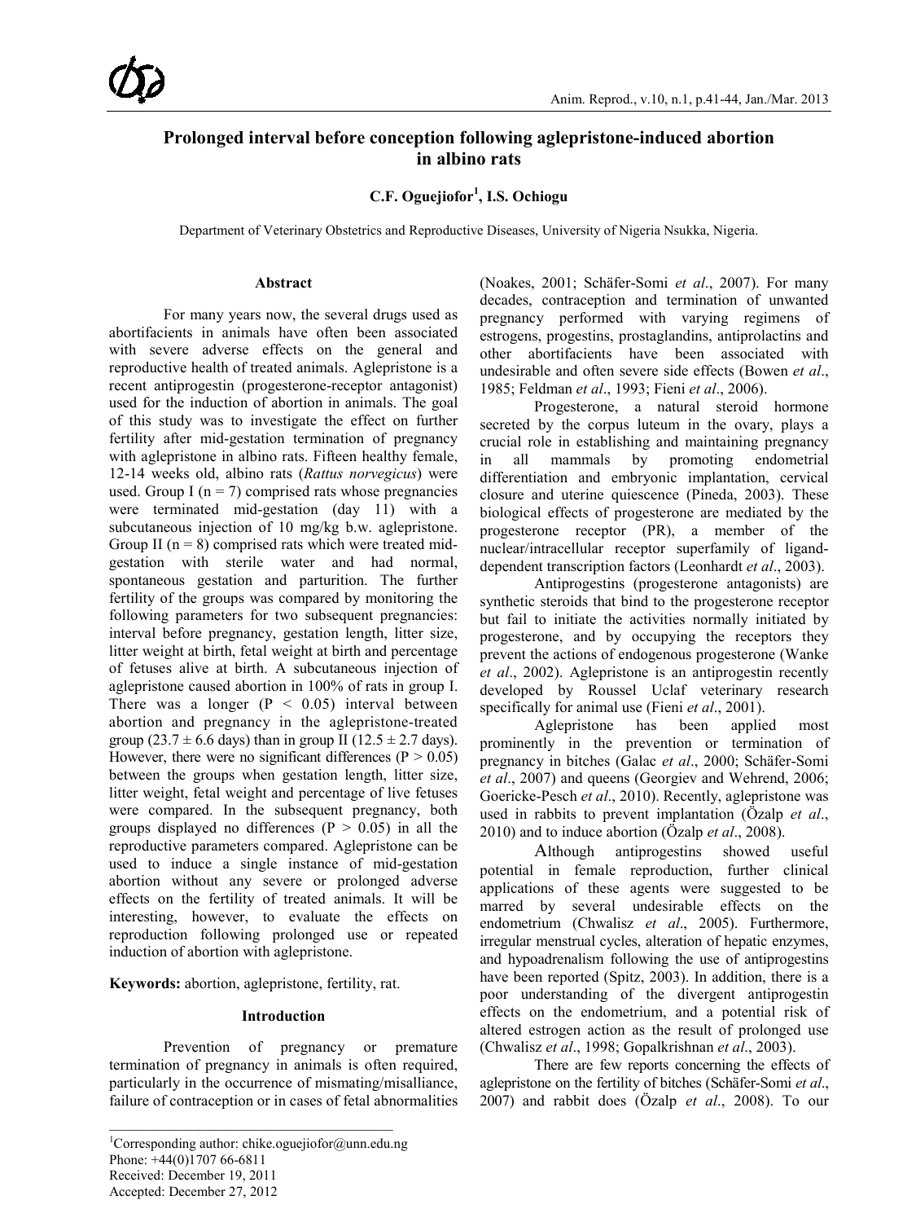# Prolonged interval before conception following aglepristone-induced abortion in albino rats

**C.F. Oguejiofor[1], I.S. Ochiogu**

Department of Veterinary Obstetrics and Reproductive Diseases, University of Nigeria Nsukka, Nigeria.

## Abstract

For many years now, the several drugs used as abortifacients in animals have often been associated with severe adverse effects on the general and reproductive health of treated animals. Aglepristone is a recent antiprogestin (progesterone-receptor antagonist) used for the induction of abortion in animals. The goal of this study was to investigate the effect on further fertility after mid-gestation termination of pregnancy with aglepristone in albino rats. Fifteen healthy female, 12-14 weeks old, albino rats (*Rattus norvegicus*) were used. Group I (n = 7) comprised rats whose pregnancies were terminated mid-gestation (day 11) with a subcutaneous injection of 10 mg/kg b.w. aglepristone. Group II (n = 8) comprised rats which were treated mid-gestation with sterile water and had normal, spontaneous gestation and parturition. The further fertility of the groups was compared by monitoring the following parameters for two subsequent pregnancies: interval before pregnancy, gestation length, litter size, litter weight at birth, fetal weight at birth and percentage of fetuses alive at birth. A subcutaneous injection of aglepristone caused abortion in 100% of rats in group I. There was a longer ($P < 0.05$) interval between abortion and pregnancy in the aglepristone-treated group ($23.7 \pm 6.6$ days) than in group II ($12.5 \pm 2.7$ days). However, there were no significant differences ($P > 0.05$) between the groups when gestation length, litter size, litter weight, fetal weight and percentage of live fetuses were compared. In the subsequent pregnancy, both groups displayed no differences ($P > 0.05$) in all the reproductive parameters compared. Aglepristone can be used to induce a single instance of mid-gestation abortion without any severe or prolonged adverse effects on the fertility of treated animals. It will be interesting, however, to evaluate the effects on reproduction following prolonged use or repeated induction of abortion with aglepristone.

**Keywords:** abortion, aglepristone, fertility, rat.

## Introduction

Prevention of pregnancy or premature termination of pregnancy in animals is often required, particularly in the occurrence of mismating/misalliance, failure of contraception or in cases of fetal abnormalities (Noakes, 2001; Schäfer-Somi *et al*., 2007). For many decades, contraception and termination of unwanted pregnancy performed with varying regimens of estrogens, progestins, prostaglandins, antiprolactins and other abortifacients have been associated with undesirable and often severe side effects (Bowen *et al*., 1985; Feldman *et al*., 1993; Fieni *et al*., 2006).

Progesterone, a natural steroid hormone secreted by the corpus luteum in the ovary, plays a crucial role in establishing and maintaining pregnancy in all mammals by promoting endometrial differentiation and embryonic implantation, cervical closure and uterine quiescence (Pineda, 2003). These biological effects of progesterone are mediated by the progesterone receptor (PR), a member of the nuclear/intracellular receptor superfamily of ligand-dependent transcription factors (Leonhardt *et al*., 2003).

Antiprogestins (progesterone antagonists) are synthetic steroids that bind to the progesterone receptor but fail to initiate the activities normally initiated by progesterone, and by occupying the receptors they prevent the actions of endogenous progesterone (Wanke *et al*., 2002). Aglepristone is an antiprogestin recently developed by Roussel Uclaf veterinary research specifically for animal use (Fieni *et al*., 2001).

Aglepristone has been applied most prominently in the prevention or termination of pregnancy in bitches (Galac *et al*., 2000; Schäfer-Somi *et al*., 2007) and queens (Georgiev and Wehrend, 2006; Goericke-Pesch *et al*., 2010). Recently, aglepristone was used in rabbits to prevent implantation (Özalp *et al*., 2010) and to induce abortion (Özalp *et al*., 2008).

Although antiprogestins showed useful potential in female reproduction, further clinical applications of these agents were suggested to be marred by several undesirable effects on the endometrium (Chwalisz *et al*., 2005). Furthermore, irregular menstrual cycles, alteration of hepatic enzymes, and hypoadrenalism following the use of antiprogestins have been reported (Spitz, 2003). In addition, there is a poor understanding of the divergent antiprogestin effects on the endometrium, and a potential risk of altered estrogen action as the result of prolonged use (Chwalisz *et al*., 1998; Gopalkrishnan *et al*., 2003).

There are few reports concerning the effects of aglepristone on the fertility of bitches (Schäfer-Somi *et al*., 2007) and rabbit does (Özalp *et al*., 2008). To our

---

[1]Corresponding author: chike.oguejiofor@unn.edu.ng
Phone: +44(0)1707 66-6811
Received: December 19, 2011
Accepted: December 27, 2012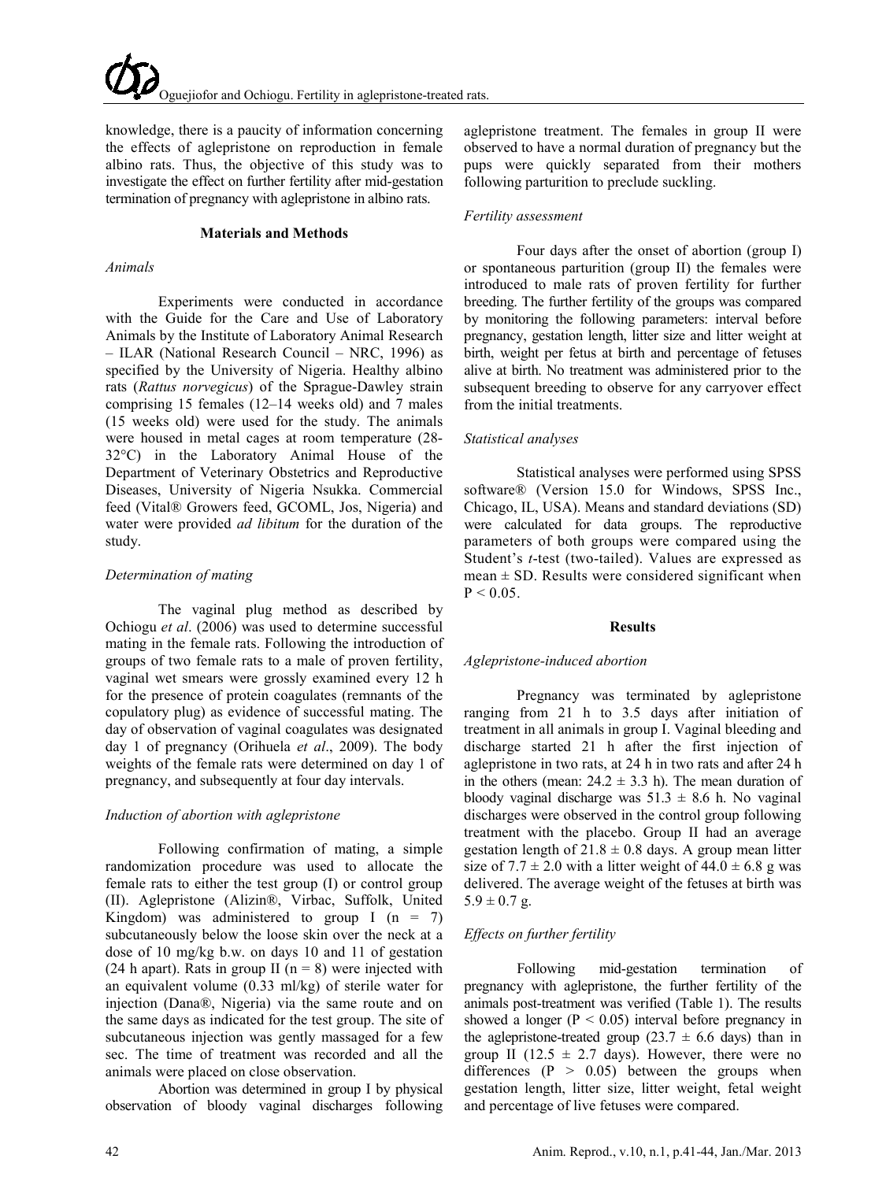knowledge, there is a paucity of information concerning the effects of aglepristone on reproduction in female albino rats. Thus, the objective of this study was to investigate the effect on further fertility after mid-gestation termination of pregnancy with aglepristone in albino rats.

## Materials and Methods

### *Animals*

Experiments were conducted in accordance with the Guide for the Care and Use of Laboratory Animals by the Institute of Laboratory Animal Research – ILAR (National Research Council – NRC, 1996) as specified by the University of Nigeria. Healthy albino rats (*Rattus norvegicus*) of the Sprague-Dawley strain comprising 15 females (12–14 weeks old) and 7 males (15 weeks old) were used for the study. The animals were housed in metal cages at room temperature (28-32°C) in the Laboratory Animal House of the Department of Veterinary Obstetrics and Reproductive Diseases, University of Nigeria Nsukka. Commercial feed (Vital® Growers feed, GCOML, Jos, Nigeria) and water were provided *ad libitum* for the duration of the study.

### *Determination of mating*

The vaginal plug method as described by Ochiogu *et al*. (2006) was used to determine successful mating in the female rats. Following the introduction of groups of two female rats to a male of proven fertility, vaginal wet smears were grossly examined every 12 h for the presence of protein coagulates (remnants of the copulatory plug) as evidence of successful mating. The day of observation of vaginal coagulates was designated day 1 of pregnancy (Orihuela *et al*., 2009). The body weights of the female rats were determined on day 1 of pregnancy, and subsequently at four day intervals.

### *Induction of abortion with aglepristone*

Following confirmation of mating, a simple randomization procedure was used to allocate the female rats to either the test group (I) or control group (II). Aglepristone (Alizin®, Virbac, Suffolk, United Kingdom) was administered to group I (n = 7) subcutaneously below the loose skin over the neck at a dose of 10 mg/kg b.w. on days 10 and 11 of gestation (24 h apart). Rats in group II (n = 8) were injected with an equivalent volume (0.33 ml/kg) of sterile water for injection (Dana®, Nigeria) via the same route and on the same days as indicated for the test group. The site of subcutaneous injection was gently massaged for a few sec. The time of treatment was recorded and all the animals were placed on close observation.

Abortion was determined in group I by physical observation of bloody vaginal discharges following aglepristone treatment. The females in group II were observed to have a normal duration of pregnancy but the pups were quickly separated from their mothers following parturition to preclude suckling.

### *Fertility assessment*

Four days after the onset of abortion (group I) or spontaneous parturition (group II) the females were introduced to male rats of proven fertility for further breeding. The further fertility of the groups was compared by monitoring the following parameters: interval before pregnancy, gestation length, litter size and litter weight at birth, weight per fetus at birth and percentage of fetuses alive at birth. No treatment was administered prior to the subsequent breeding to observe for any carryover effect from the initial treatments.

### *Statistical analyses*

Statistical analyses were performed using SPSS software® (Version 15.0 for Windows, SPSS Inc., Chicago, IL, USA). Means and standard deviations (SD) were calculated for data groups. The reproductive parameters of both groups were compared using the Student's *t*-test (two-tailed). Values are expressed as mean ± SD. Results were considered significant when $P < 0.05$.

## Results

### *Aglepristone-induced abortion*

Pregnancy was terminated by aglepristone ranging from 21 h to 3.5 days after initiation of treatment in all animals in group I. Vaginal bleeding and discharge started 21 h after the first injection of aglepristone in two rats, at 24 h in two rats and after 24 h in the others (mean: 24.2 ± 3.3 h). The mean duration of bloody vaginal discharge was 51.3 ± 8.6 h. No vaginal discharges were observed in the control group following treatment with the placebo. Group II had an average gestation length of 21.8 ± 0.8 days. A group mean litter size of 7.7 ± 2.0 with a litter weight of 44.0 ± 6.8 g was delivered. The average weight of the fetuses at birth was 5.9 ± 0.7 g.

### *Effects on further fertility*

Following mid-gestation termination of pregnancy with aglepristone, the further fertility of the animals post-treatment was verified (Table 1). The results showed a longer ($P < 0.05$) interval before pregnancy in the aglepristone-treated group (23.7 ± 6.6 days) than in group II (12.5 ± 2.7 days). However, there were no differences ($P > 0.05$) between the groups when gestation length, litter size, litter weight, fetal weight and percentage of live fetuses were compared.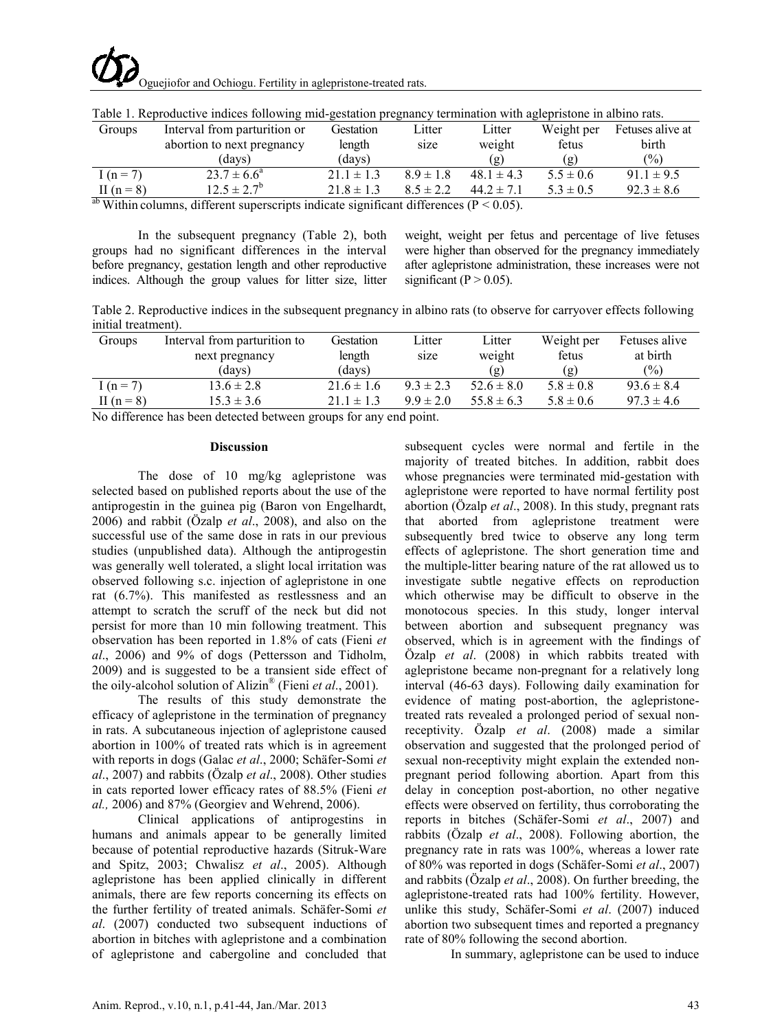Table 1. Reproductive indices following mid-gestation pregnancy termination with aglepristone in albino rats.

| Groups | Interval from parturition or abortion to next pregnancy (days) | Gestation length (days) | Litter size | Litter weight (g) | Weight per fetus (g) | Fetuses alive at birth (%) |
|---|---|---|---|---|---|---|
| I (n = 7) | $23.7 \pm 6.6^a$ | $21.1 \pm 1.3$ | $8.9 \pm 1.8$ | $48.1 \pm 4.3$ | $5.5 \pm 0.6$ | $91.1 \pm 9.5$ |
| II (n = 8) | $12.5 \pm 2.7^b$ | $21.8 \pm 1.3$ | $8.5 \pm 2.2$ | $44.2 \pm 7.1$ | $5.3 \pm 0.5$ | $92.3 \pm 8.6$ |

[ab] Within columns, different superscripts indicate significant differences ($P < 0.05$).

In the subsequent pregnancy (Table 2), both groups had no significant differences in the interval before pregnancy, gestation length and other reproductive indices. Although the group values for litter size, litter weight, weight per fetus and percentage of live fetuses were higher than observed for the pregnancy immediately after aglepristone administration, these increases were not significant ($P > 0.05$).

Table 2. Reproductive indices in the subsequent pregnancy in albino rats (to observe for carryover effects following initial treatment).

| Groups | Interval from parturition to next pregnancy (days) | Gestation length (days) | Litter size | Litter weight (g) | Weight per fetus (g) | Fetuses alive at birth (%) |
|---|---|---|---|---|---|---|
| I (n = 7) | $13.6 \pm 2.8$ | $21.6 \pm 1.6$ | $9.3 \pm 2.3$ | $52.6 \pm 8.0$ | $5.8 \pm 0.8$ | $93.6 \pm 8.4$ |
| II (n = 8) | $15.3 \pm 3.6$ | $21.1 \pm 1.3$ | $9.9 \pm 2.0$ | $55.8 \pm 6.3$ | $5.8 \pm 0.6$ | $97.3 \pm 4.6$ |

No difference has been detected between groups for any end point.

## Discussion

The dose of 10 mg/kg aglepristone was selected based on published reports about the use of the antiprogestin in the guinea pig (Baron von Engelhardt, 2006) and rabbit (Özalp *et al*., 2008), and also on the successful use of the same dose in rats in our previous studies (unpublished data). Although the antiprogestin was generally well tolerated, a slight local irritation was observed following s.c. injection of aglepristone in one rat (6.7%). This manifested as restlessness and an attempt to scratch the scruff of the neck but did not persist for more than 10 min following treatment. This observation has been reported in 1.8% of cats (Fieni *et al*., 2006) and 9% of dogs (Pettersson and Tidholm, 2009) and is suggested to be a transient side effect of the oily-alcohol solution of Alizin® (Fieni *et al*., 2001).

The results of this study demonstrate the efficacy of aglepristone in the termination of pregnancy in rats. A subcutaneous injection of aglepristone caused abortion in 100% of treated rats which is in agreement with reports in dogs (Galac *et al*., 2000; Schäfer-Somi *et al*., 2007) and rabbits (Özalp *et al*., 2008). Other studies in cats reported lower efficacy rates of 88.5% (Fieni *et al.,* 2006) and 87% (Georgiev and Wehrend, 2006).

Clinical applications of antiprogestins in humans and animals appear to be generally limited because of potential reproductive hazards (Sitruk-Ware and Spitz, 2003; Chwalisz *et al*., 2005). Although aglepristone has been applied clinically in different animals, there are few reports concerning its effects on the further fertility of treated animals. Schäfer-Somi *et al*. (2007) conducted two subsequent inductions of abortion in bitches with aglepristone and a combination of aglepristone and cabergoline and concluded that subsequent cycles were normal and fertile in the majority of treated bitches. In addition, rabbit does whose pregnancies were terminated mid-gestation with aglepristone were reported to have normal fertility post abortion (Özalp *et al*., 2008). In this study, pregnant rats that aborted from aglepristone treatment were subsequently bred twice to observe any long term effects of aglepristone. The short generation time and the multiple-litter bearing nature of the rat allowed us to investigate subtle negative effects on reproduction which otherwise may be difficult to observe in the monotocous species. In this study, longer interval between abortion and subsequent pregnancy was observed, which is in agreement with the findings of Özalp *et al*. (2008) in which rabbits treated with aglepristone became non-pregnant for a relatively long interval (46-63 days). Following daily examination for evidence of mating post-abortion, the aglepristone-treated rats revealed a prolonged period of sexual non-receptivity. Özalp *et al*. (2008) made a similar observation and suggested that the prolonged period of sexual non-receptivity might explain the extended non-pregnant period following abortion. Apart from this delay in conception post-abortion, no other negative effects were observed on fertility, thus corroborating the reports in bitches (Schäfer-Somi *et al*., 2007) and rabbits (Özalp *et al*., 2008). Following abortion, the pregnancy rate in rats was 100%, whereas a lower rate of 80% was reported in dogs (Schäfer-Somi *et al*., 2007) and rabbits (Özalp *et al*., 2008). On further breeding, the aglepristone-treated rats had 100% fertility. However, unlike this study, Schäfer-Somi *et al*. (2007) induced abortion two subsequent times and reported a pregnancy rate of 80% following the second abortion.

In summary, aglepristone can be used to induce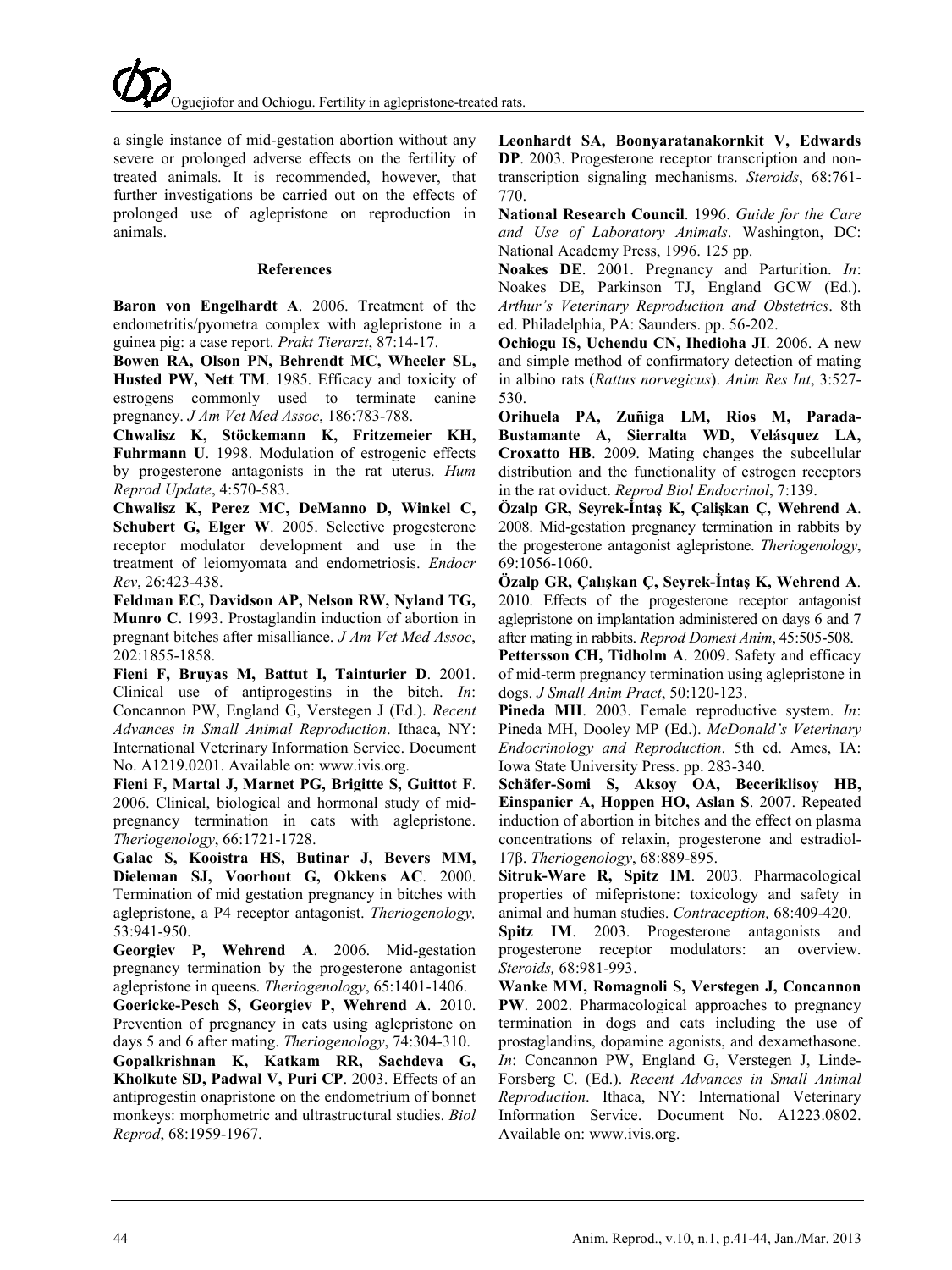a single instance of mid-gestation abortion without any severe or prolonged adverse effects on the fertility of treated animals. It is recommended, however, that further investigations be carried out on the effects of prolonged use of aglepristone on reproduction in animals.

## References

**Baron von Engelhardt A**. 2006. Treatment of the endometritis/pyometra complex with aglepristone in a guinea pig: a case report. *Prakt Tierarzt*, 87:14-17.

**Bowen RA, Olson PN, Behrendt MC, Wheeler SL, Husted PW, Nett TM**. 1985. Efficacy and toxicity of estrogens commonly used to terminate canine pregnancy. *J Am Vet Med Assoc*, 186:783-788.

**Chwalisz K, Stöckemann K, Fritzemeier KH, Fuhrmann U**. 1998. Modulation of estrogenic effects by progesterone antagonists in the rat uterus. *Hum Reprod Update*, 4:570-583.

**Chwalisz K, Perez MC, DeManno D, Winkel C, Schubert G, Elger W**. 2005. Selective progesterone receptor modulator development and use in the treatment of leiomyomata and endometriosis. *Endocr Rev*, 26:423-438.

**Feldman EC, Davidson AP, Nelson RW, Nyland TG, Munro C**. 1993. Prostaglandin induction of abortion in pregnant bitches after misalliance. *J Am Vet Med Assoc*, 202:1855-1858.

**Fieni F, Bruyas M, Battut I, Tainturier D**. 2001. Clinical use of antiprogestins in the bitch. *In*: Concannon PW, England G, Verstegen J (Ed.). *Recent Advances in Small Animal Reproduction*. Ithaca, NY: International Veterinary Information Service. Document No. A1219.0201. Available on: www.ivis.org.

**Fieni F, Martal J, Marnet PG, Brigitte S, Guittot F**. 2006. Clinical, biological and hormonal study of mid-pregnancy termination in cats with aglepristone. *Theriogenology*, 66:1721-1728.

**Galac S, Kooistra HS, Butinar J, Bevers MM, Dieleman SJ, Voorhout G, Okkens AC**. 2000. Termination of mid gestation pregnancy in bitches with aglepristone, a P4 receptor antagonist. *Theriogenology,* 53:941-950.

**Georgiev P, Wehrend A**. 2006. Mid-gestation pregnancy termination by the progesterone antagonist aglepristone in queens. *Theriogenology*, 65:1401-1406.

**Goericke-Pesch S, Georgiev P, Wehrend A**. 2010. Prevention of pregnancy in cats using aglepristone on days 5 and 6 after mating. *Theriogenology*, 74:304-310.

**Gopalkrishnan K, Katkam RR, Sachdeva G, Kholkute SD, Padwal V, Puri CP**. 2003. Effects of an antiprogestin onapristone on the endometrium of bonnet monkeys: morphometric and ultrastructural studies. *Biol Reprod*, 68:1959-1967.

**Leonhardt SA, Boonyaratanakornkit V, Edwards DP**. 2003. Progesterone receptor transcription and non-transcription signaling mechanisms. *Steroids*, 68:761-770.

**National Research Council**. 1996. *Guide for the Care and Use of Laboratory Animals*. Washington, DC: National Academy Press, 1996. 125 pp.

**Noakes DE**. 2001. Pregnancy and Parturition. *In*: Noakes DE, Parkinson TJ, England GCW (Ed.). *Arthur's Veterinary Reproduction and Obstetrics*. 8th ed. Philadelphia, PA: Saunders. pp. 56-202.

**Ochiogu IS, Uchendu CN, Ihedioha JI**. 2006. A new and simple method of confirmatory detection of mating in albino rats (*Rattus norvegicus*). *Anim Res Int*, 3:527-530.

**Orihuela PA, Zuñiga LM, Rios M, Parada-Bustamante A, Sierralta WD, Velásquez LA, Croxatto HB**. 2009. Mating changes the subcellular distribution and the functionality of estrogen receptors in the rat oviduct. *Reprod Biol Endocrinol*, 7:139.

**Özalp GR, Seyrek-İntaş K, Çalişkan Ç, Wehrend A**. 2008. Mid-gestation pregnancy termination in rabbits by the progesterone antagonist aglepristone. *Theriogenology*, 69:1056-1060.

**Özalp GR, Çalışkan Ç, Seyrek-İntaş K, Wehrend A**. 2010. Effects of the progesterone receptor antagonist aglepristone on implantation administered on days 6 and 7 after mating in rabbits. *Reprod Domest Anim*, 45:505-508.

**Pettersson CH, Tidholm A**. 2009. Safety and efficacy of mid-term pregnancy termination using aglepristone in dogs. *J Small Anim Pract*, 50:120-123.

**Pineda MH**. 2003. Female reproductive system. *In*: Pineda MH, Dooley MP (Ed.). *McDonald's Veterinary Endocrinology and Reproduction*. 5th ed. Ames, IA: Iowa State University Press. pp. 283-340.

**Schäfer-Somi S, Aksoy OA, Beceriklisoy HB, Einspanier A, Hoppen HO, Aslan S**. 2007. Repeated induction of abortion in bitches and the effect on plasma concentrations of relaxin, progesterone and estradiol-17β. *Theriogenology*, 68:889-895.

**Sitruk-Ware R, Spitz IM**. 2003. Pharmacological properties of mifepristone: toxicology and safety in animal and human studies. *Contraception,* 68:409-420.

**Spitz IM**. 2003. Progesterone antagonists and progesterone receptor modulators: an overview. *Steroids,* 68:981-993.

**Wanke MM, Romagnoli S, Verstegen J, Concannon PW**. 2002. Pharmacological approaches to pregnancy termination in dogs and cats including the use of prostaglandins, dopamine agonists, and dexamethasone. *In*: Concannon PW, England G, Verstegen J, Linde-Forsberg C. (Ed.). *Recent Advances in Small Animal Reproduction*. Ithaca, NY: International Veterinary Information Service. Document No. A1223.0802. Available on: www.ivis.org.